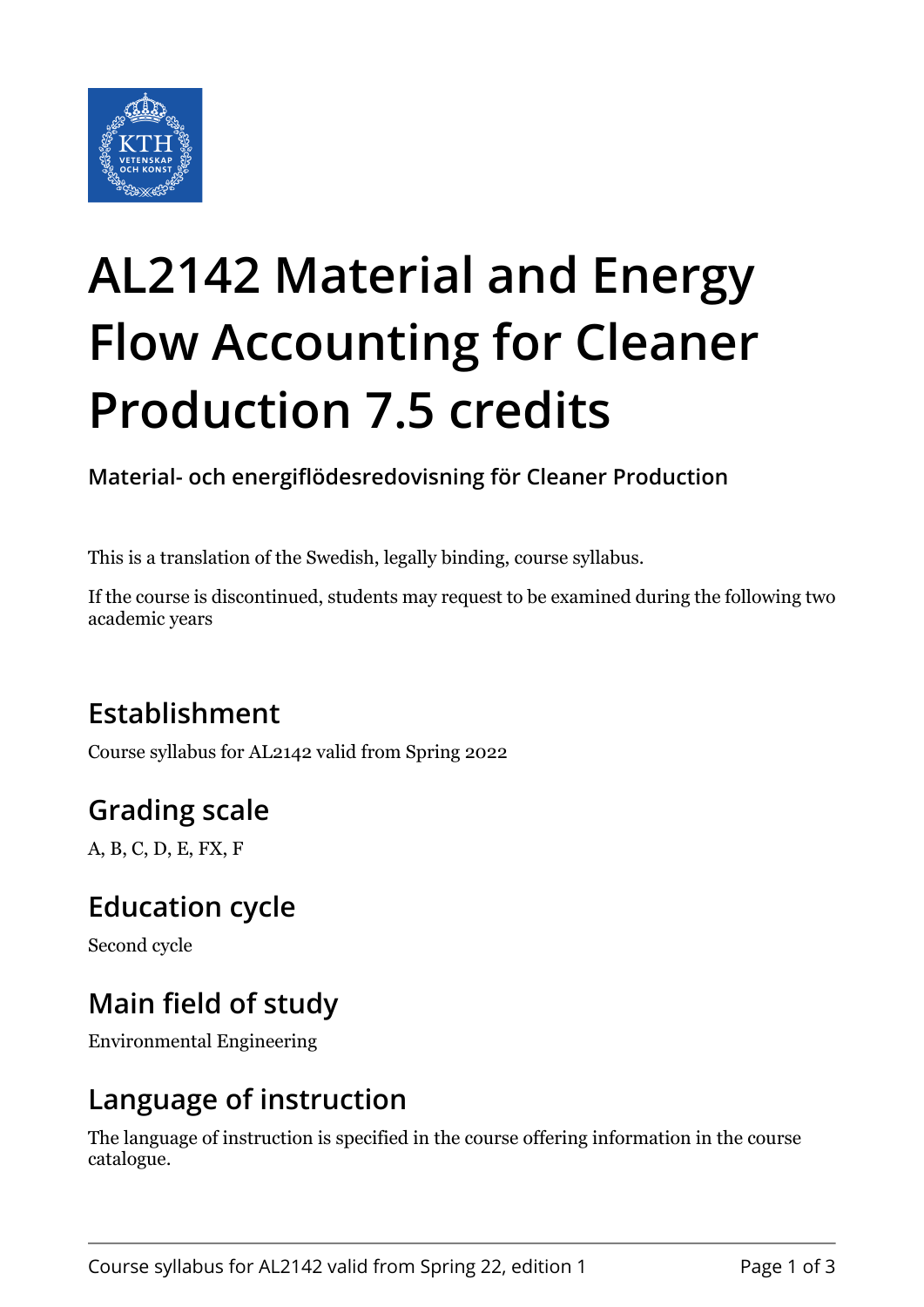# AL2142 Material and Energy Flow Accounting for Cleaner Production 7.5 credits

**Material- och energiflödesredovisning för Cleaner Production**

This is a translation of the Swedish, legally binding, course syllabus.

If the course is discontinued, students may request to be examined during the following two academic years

## Establishment

Course syllabus for AL2142 valid from Spring 2022

## Grading scale

A, B, C, D, E, FX, F

## Education cycle

Second cycle

## Main field of study

Environmental Engineering

## Language of instruction

The language of instruction is specified in the course offering information in the course catalogue.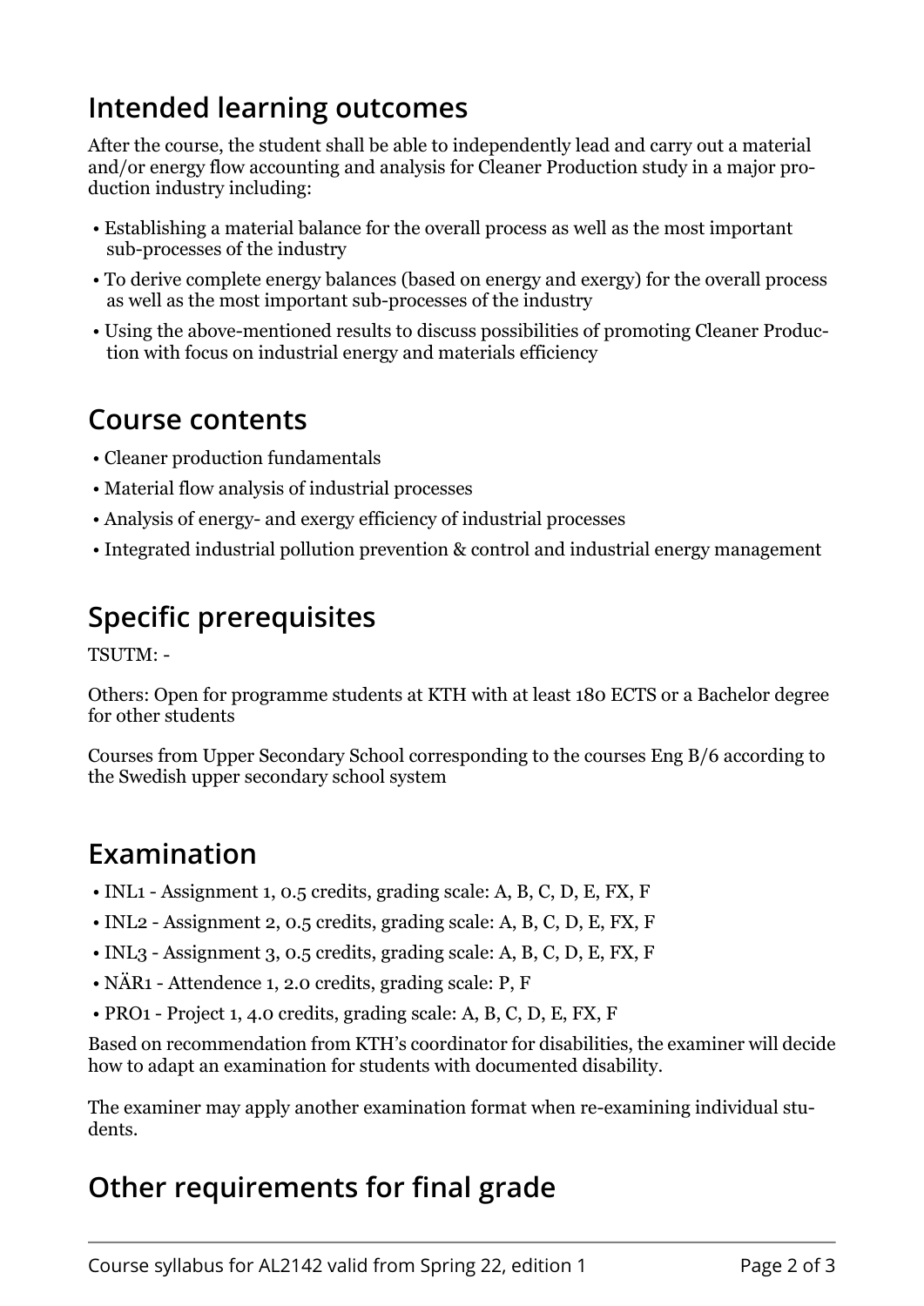## Intended learning outcomes

After the course, the student shall be able to independently lead and carry out a material and/or energy flow accounting and analysis for Cleaner Production study in a major production industry including:

- Establishing a material balance for the overall process as well as the most important sub-processes of the industry
- To derive complete energy balances (based on energy and exergy) for the overall process as well as the most important sub-processes of the industry
- Using the above-mentioned results to discuss possibilities of promoting Cleaner Production with focus on industrial energy and materials efficiency

## Course contents

- Cleaner production fundamentals
- Material flow analysis of industrial processes
- Analysis of energy- and exergy efficiency of industrial processes
- Integrated industrial pollution prevention & control and industrial energy management

## Specific prerequisites

TSUTM: -

Others: Open for programme students at KTH with at least 180 ECTS or a Bachelor degree for other students

Courses from Upper Secondary School corresponding to the courses Eng B/6 according to the Swedish upper secondary school system

## Examination

- INL1 - Assignment 1, 0.5 credits, grading scale: A, B, C, D, E, FX, F
- INL2 - Assignment 2, 0.5 credits, grading scale: A, B, C, D, E, FX, F
- INL3 - Assignment 3, 0.5 credits, grading scale: A, B, C, D, E, FX, F
- NÄR1 - Attendence 1, 2.0 credits, grading scale: P, F
- PRO1 - Project 1, 4.0 credits, grading scale: A, B, C, D, E, FX, F

Based on recommendation from KTH's coordinator for disabilities, the examiner will decide how to adapt an examination for students with documented disability.

The examiner may apply another examination format when re-examining individual students.

## Other requirements for final grade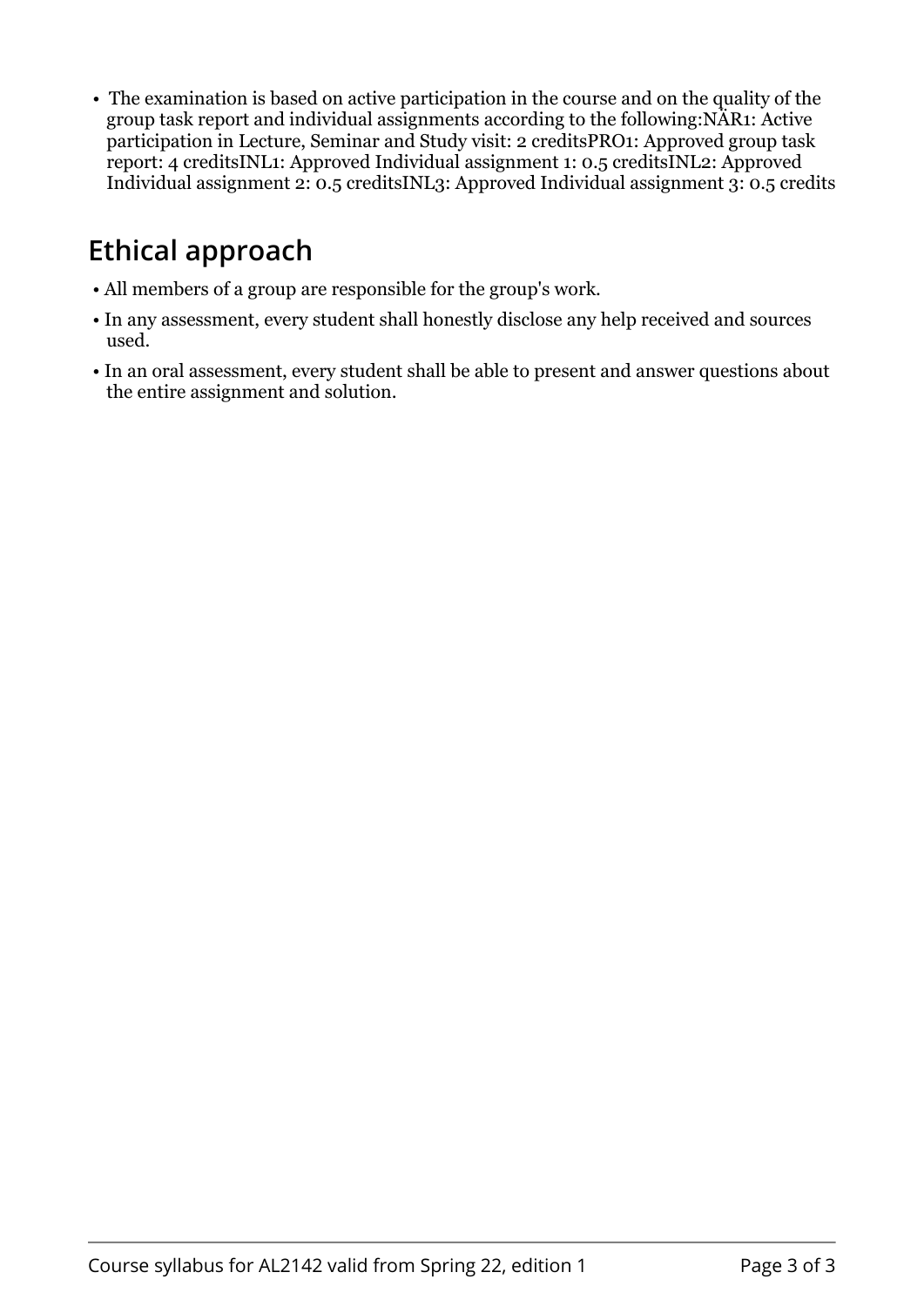- The examination is based on active participation in the course and on the quality of the group task report and individual assignments according to the following:NÄR1: Active participation in Lecture, Seminar and Study visit: 2 creditsPRO1: Approved group task report: 4 creditsINL1: Approved Individual assignment 1: 0.5 creditsINL2: Approved Individual assignment 2: 0.5 creditsINL3: Approved Individual assignment 3: 0.5 credits

## Ethical approach

- All members of a group are responsible for the group's work.
- In any assessment, every student shall honestly disclose any help received and sources used.
- In an oral assessment, every student shall be able to present and answer questions about the entire assignment and solution.